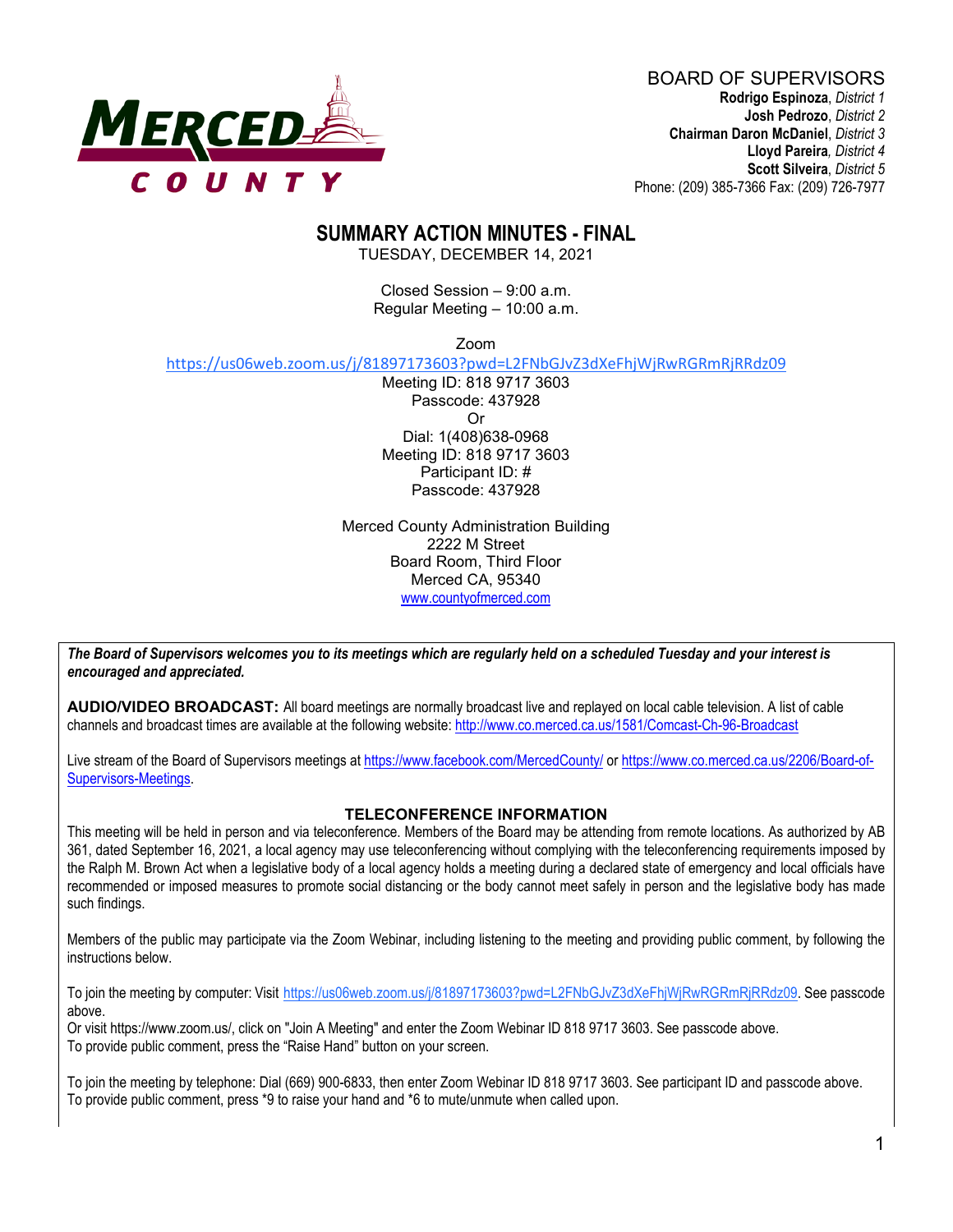MERCED COUNTY

BOARD OF SUPERVISORS
**Rodrigo Espinoza**, *District 1*
**Josh Pedrozo**, *District 2*
**Chairman Daron McDaniel**, *District 3*
**Lloyd Pareira**, *District 4*
**Scott Silveira**, *District 5*
Phone: (209) 385-7366 Fax: (209) 726-7977

# SUMMARY ACTION MINUTES - FINAL

TUESDAY, DECEMBER 14, 2021

Closed Session – 9:00 a.m.
Regular Meeting – 10:00 a.m.

Zoom
https://us06web.zoom.us/j/81897173603?pwd=L2FNbGJvZ3dXeFhjWjRwRGRmRjRRdz09
Meeting ID: 818 9717 3603
Passcode: 437928
Or
Dial: 1(408)638-0968
Meeting ID: 818 9717 3603
Participant ID: #
Passcode: 437928

Merced County Administration Building
2222 M Street
Board Room, Third Floor
Merced CA, 95340
www.countyofmerced.com

***The Board of Supervisors welcomes you to its meetings which are regularly held on a scheduled Tuesday and your interest is encouraged and appreciated.***

**AUDIO/VIDEO BROADCAST:** All board meetings are normally broadcast live and replayed on local cable television. A list of cable channels and broadcast times are available at the following website: http://www.co.merced.ca.us/1581/Comcast-Ch-96-Broadcast

Live stream of the Board of Supervisors meetings at https://www.facebook.com/MercedCounty/ or https://www.co.merced.ca.us/2206/Board-of-Supervisors-Meetings.

### TELECONFERENCE INFORMATION

This meeting will be held in person and via teleconference. Members of the Board may be attending from remote locations. As authorized by AB 361, dated September 16, 2021, a local agency may use teleconferencing without complying with the teleconferencing requirements imposed by the Ralph M. Brown Act when a legislative body of a local agency holds a meeting during a declared state of emergency and local officials have recommended or imposed measures to promote social distancing or the body cannot meet safely in person and the legislative body has made such findings.

Members of the public may participate via the Zoom Webinar, including listening to the meeting and providing public comment, by following the instructions below.

To join the meeting by computer: Visit https://us06web.zoom.us/j/81897173603?pwd=L2FNbGJvZ3dXeFhjWjRwRGRmRjRRdz09. See passcode above.
Or visit https://www.zoom.us/, click on "Join A Meeting" and enter the Zoom Webinar ID 818 9717 3603. See passcode above.
To provide public comment, press the "Raise Hand" button on your screen.

To join the meeting by telephone: Dial (669) 900-6833, then enter Zoom Webinar ID 818 9717 3603. See participant ID and passcode above.
To provide public comment, press *9 to raise your hand and *6 to mute/unmute when called upon.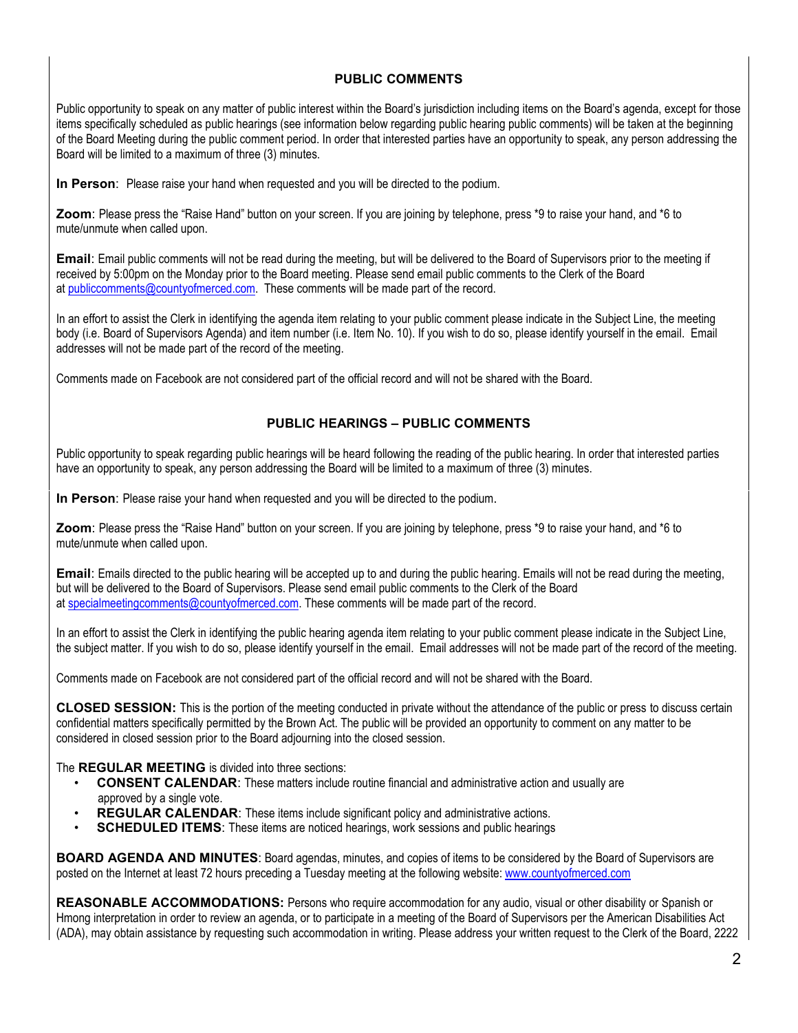## PUBLIC COMMENTS

Public opportunity to speak on any matter of public interest within the Board's jurisdiction including items on the Board's agenda, except for those items specifically scheduled as public hearings (see information below regarding public hearing public comments) will be taken at the beginning of the Board Meeting during the public comment period. In order that interested parties have an opportunity to speak, any person addressing the Board will be limited to a maximum of three (3) minutes.

**In Person**: Please raise your hand when requested and you will be directed to the podium.

**Zoom**: Please press the "Raise Hand" button on your screen. If you are joining by telephone, press *9 to raise your hand, and *6 to mute/unmute when called upon.

**Email**: Email public comments will not be read during the meeting, but will be delivered to the Board of Supervisors prior to the meeting if received by 5:00pm on the Monday prior to the Board meeting. Please send email public comments to the Clerk of the Board at publiccomments@countyofmerced.com. These comments will be made part of the record.

In an effort to assist the Clerk in identifying the agenda item relating to your public comment please indicate in the Subject Line, the meeting body (i.e. Board of Supervisors Agenda) and item number (i.e. Item No. 10). If you wish to do so, please identify yourself in the email. Email addresses will not be made part of the record of the meeting.

Comments made on Facebook are not considered part of the official record and will not be shared with the Board.

## PUBLIC HEARINGS – PUBLIC COMMENTS

Public opportunity to speak regarding public hearings will be heard following the reading of the public hearing. In order that interested parties have an opportunity to speak, any person addressing the Board will be limited to a maximum of three (3) minutes.

**In Person**: Please raise your hand when requested and you will be directed to the podium.

**Zoom**: Please press the "Raise Hand" button on your screen. If you are joining by telephone, press *9 to raise your hand, and *6 to mute/unmute when called upon.

**Email**: Emails directed to the public hearing will be accepted up to and during the public hearing. Emails will not be read during the meeting, but will be delivered to the Board of Supervisors. Please send email public comments to the Clerk of the Board at specialmeetingcomments@countyofmerced.com. These comments will be made part of the record.

In an effort to assist the Clerk in identifying the public hearing agenda item relating to your public comment please indicate in the Subject Line, the subject matter. If you wish to do so, please identify yourself in the email. Email addresses will not be made part of the record of the meeting.

Comments made on Facebook are not considered part of the official record and will not be shared with the Board.

**CLOSED SESSION:** This is the portion of the meeting conducted in private without the attendance of the public or press to discuss certain confidential matters specifically permitted by the Brown Act. The public will be provided an opportunity to comment on any matter to be considered in closed session prior to the Board adjourning into the closed session.

The **REGULAR MEETING** is divided into three sections:

- **CONSENT CALENDAR**: These matters include routine financial and administrative action and usually are approved by a single vote.
- **REGULAR CALENDAR**: These items include significant policy and administrative actions.
- **SCHEDULED ITEMS**: These items are noticed hearings, work sessions and public hearings

**BOARD AGENDA AND MINUTES**: Board agendas, minutes, and copies of items to be considered by the Board of Supervisors are posted on the Internet at least 72 hours preceding a Tuesday meeting at the following website: www.countyofmerced.com

**REASONABLE ACCOMMODATIONS:** Persons who require accommodation for any audio, visual or other disability or Spanish or Hmong interpretation in order to review an agenda, or to participate in a meeting of the Board of Supervisors per the American Disabilities Act (ADA), may obtain assistance by requesting such accommodation in writing. Please address your written request to the Clerk of the Board, 2222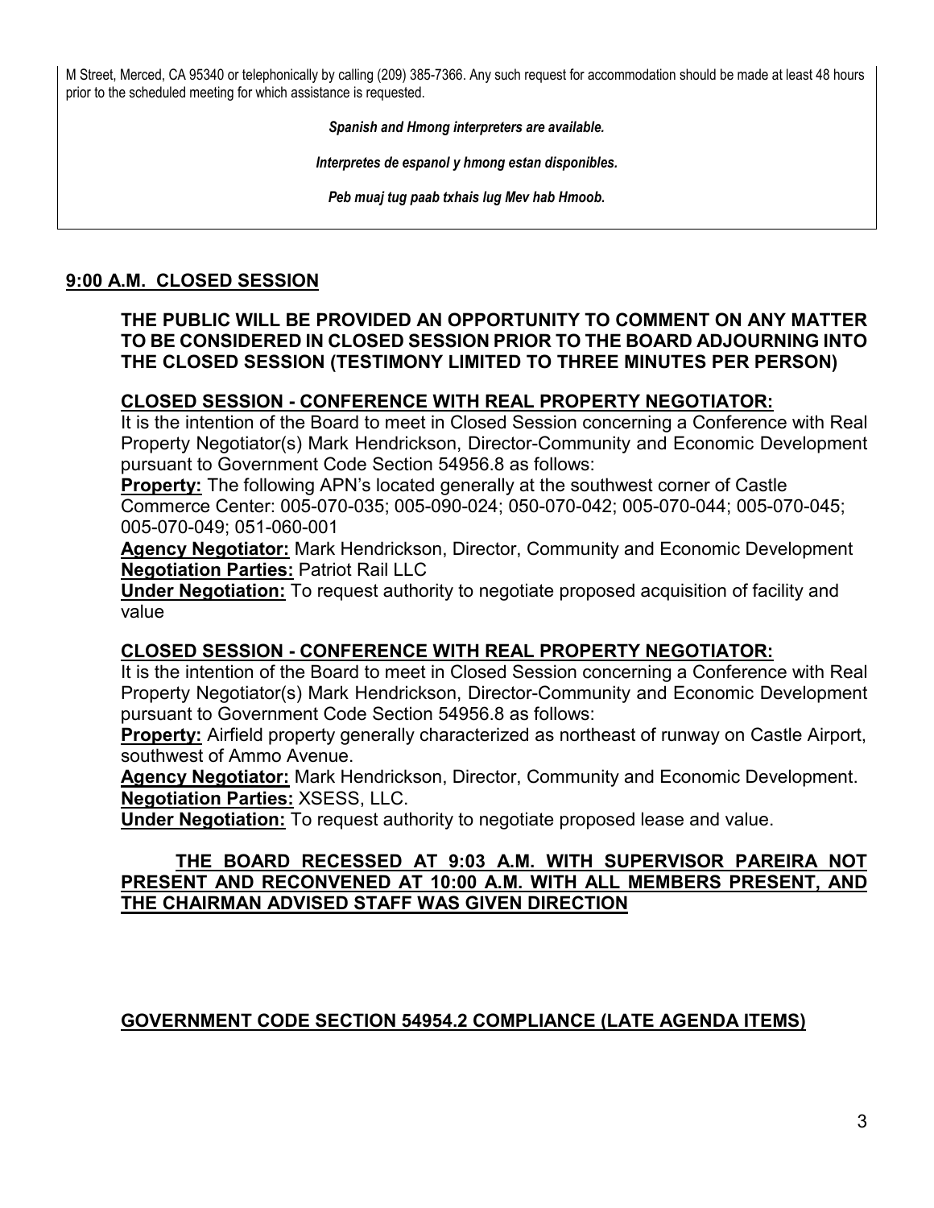M Street, Merced, CA 95340 or telephonically by calling (209) 385-7366. Any such request for accommodation should be made at least 48 hours prior to the scheduled meeting for which assistance is requested.

*Spanish and Hmong interpreters are available.*

*Interpretes de espanol y hmong estan disponibles.*

*Peb muaj tug paab txhais lug Mev hab Hmoob.*

## 9:00 A.M. CLOSED SESSION

**THE PUBLIC WILL BE PROVIDED AN OPPORTUNITY TO COMMENT ON ANY MATTER TO BE CONSIDERED IN CLOSED SESSION PRIOR TO THE BOARD ADJOURNING INTO THE CLOSED SESSION (TESTIMONY LIMITED TO THREE MINUTES PER PERSON)**

### CLOSED SESSION - CONFERENCE WITH REAL PROPERTY NEGOTIATOR:

It is the intention of the Board to meet in Closed Session concerning a Conference with Real Property Negotiator(s) Mark Hendrickson, Director-Community and Economic Development pursuant to Government Code Section 54956.8 as follows:

**Property:** The following APN's located generally at the southwest corner of Castle Commerce Center: 005-070-035; 005-090-024; 050-070-042; 005-070-044; 005-070-045; 005-070-049; 051-060-001

**Agency Negotiator:** Mark Hendrickson, Director, Community and Economic Development

**Negotiation Parties:** Patriot Rail LLC

**Under Negotiation:** To request authority to negotiate proposed acquisition of facility and value

### CLOSED SESSION - CONFERENCE WITH REAL PROPERTY NEGOTIATOR:

It is the intention of the Board to meet in Closed Session concerning a Conference with Real Property Negotiator(s) Mark Hendrickson, Director-Community and Economic Development pursuant to Government Code Section 54956.8 as follows:

**Property:** Airfield property generally characterized as northeast of runway on Castle Airport, southwest of Ammo Avenue.

**Agency Negotiator:** Mark Hendrickson, Director, Community and Economic Development.

**Negotiation Parties:** XSESS, LLC.

**Under Negotiation:** To request authority to negotiate proposed lease and value.

**THE BOARD RECESSED AT 9:03 A.M. WITH SUPERVISOR PAREIRA NOT PRESENT AND RECONVENED AT 10:00 A.M. WITH ALL MEMBERS PRESENT, AND THE CHAIRMAN ADVISED STAFF WAS GIVEN DIRECTION**

## GOVERNMENT CODE SECTION 54954.2 COMPLIANCE (LATE AGENDA ITEMS)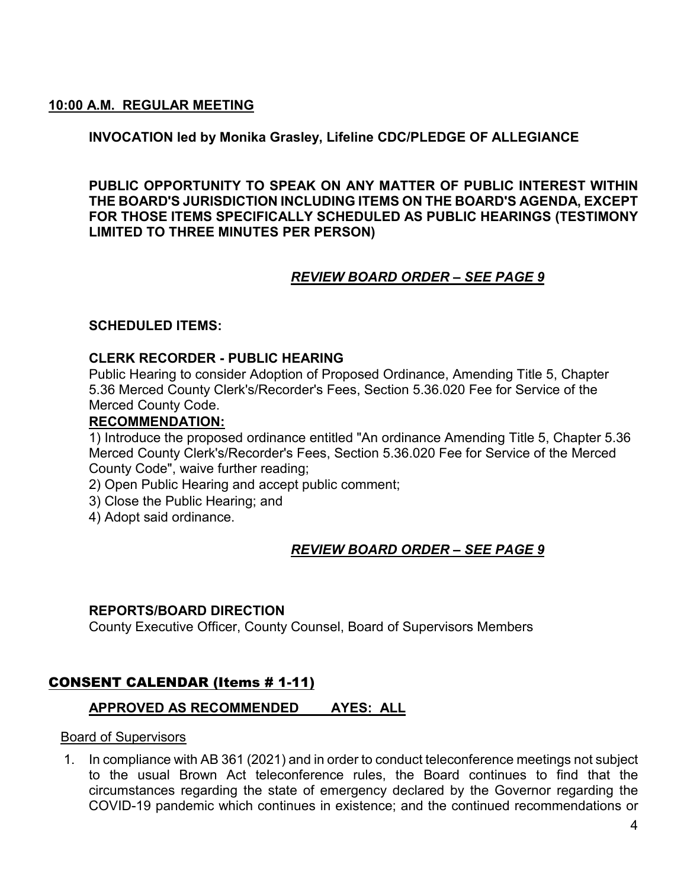## **10:00 A.M. REGULAR MEETING**

**INVOCATION led by Monika Grasley, Lifeline CDC/PLEDGE OF ALLEGIANCE**

**PUBLIC OPPORTUNITY TO SPEAK ON ANY MATTER OF PUBLIC INTEREST WITHIN THE BOARD'S JURISDICTION INCLUDING ITEMS ON THE BOARD'S AGENDA, EXCEPT FOR THOSE ITEMS SPECIFICALLY SCHEDULED AS PUBLIC HEARINGS (TESTIMONY LIMITED TO THREE MINUTES PER PERSON)**

***REVIEW BOARD ORDER – SEE PAGE 9***

**SCHEDULED ITEMS:**

**CLERK RECORDER - PUBLIC HEARING**

Public Hearing to consider Adoption of Proposed Ordinance, Amending Title 5, Chapter 5.36 Merced County Clerk's/Recorder's Fees, Section 5.36.020 Fee for Service of the Merced County Code.

**RECOMMENDATION:**

1) Introduce the proposed ordinance entitled "An ordinance Amending Title 5, Chapter 5.36 Merced County Clerk's/Recorder's Fees, Section 5.36.020 Fee for Service of the Merced County Code", waive further reading;
2) Open Public Hearing and accept public comment;
3) Close the Public Hearing; and
4) Adopt said ordinance.

***REVIEW BOARD ORDER – SEE PAGE 9***

**REPORTS/BOARD DIRECTION**

County Executive Officer, County Counsel, Board of Supervisors Members

## **CONSENT CALENDAR (Items # 1-11)**

**APPROVED AS RECOMMENDED AYES: ALL**

Board of Supervisors

1. In compliance with AB 361 (2021) and in order to conduct teleconference meetings not subject to the usual Brown Act teleconference rules, the Board continues to find that the circumstances regarding the state of emergency declared by the Governor regarding the COVID-19 pandemic which continues in existence; and the continued recommendations or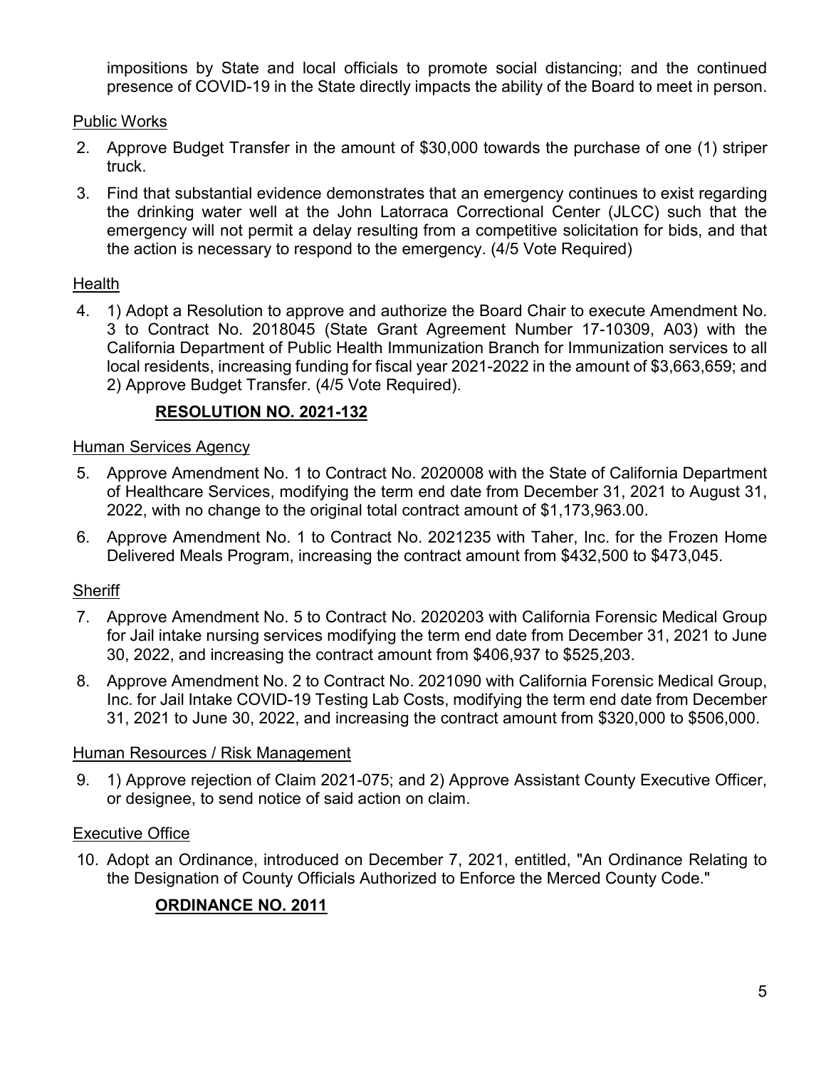impositions by State and local officials to promote social distancing; and the continued presence of COVID-19 in the State directly impacts the ability of the Board to meet in person.

Public Works

2. Approve Budget Transfer in the amount of $30,000 towards the purchase of one (1) striper truck.
3. Find that substantial evidence demonstrates that an emergency continues to exist regarding the drinking water well at the John Latorraca Correctional Center (JLCC) such that the emergency will not permit a delay resulting from a competitive solicitation for bids, and that the action is necessary to respond to the emergency. (4/5 Vote Required)

Health

4. 1) Adopt a Resolution to approve and authorize the Board Chair to execute Amendment No. 3 to Contract No. 2018045 (State Grant Agreement Number 17-10309, A03) with the California Department of Public Health Immunization Branch for Immunization services to all local residents, increasing funding for fiscal year 2021-2022 in the amount of $3,663,659; and 2) Approve Budget Transfer. (4/5 Vote Required).

   **RESOLUTION NO. 2021-132**

Human Services Agency

5. Approve Amendment No. 1 to Contract No. 2020008 with the State of California Department of Healthcare Services, modifying the term end date from December 31, 2021 to August 31, 2022, with no change to the original total contract amount of $1,173,963.00.
6. Approve Amendment No. 1 to Contract No. 2021235 with Taher, Inc. for the Frozen Home Delivered Meals Program, increasing the contract amount from $432,500 to $473,045.

Sheriff

7. Approve Amendment No. 5 to Contract No. 2020203 with California Forensic Medical Group for Jail intake nursing services modifying the term end date from December 31, 2021 to June 30, 2022, and increasing the contract amount from $406,937 to $525,203.
8. Approve Amendment No. 2 to Contract No. 2021090 with California Forensic Medical Group, Inc. for Jail Intake COVID-19 Testing Lab Costs, modifying the term end date from December 31, 2021 to June 30, 2022, and increasing the contract amount from $320,000 to $506,000.

Human Resources / Risk Management

9. 1) Approve rejection of Claim 2021-075; and 2) Approve Assistant County Executive Officer, or designee, to send notice of said action on claim.

Executive Office

10. Adopt an Ordinance, introduced on December 7, 2021, entitled, "An Ordinance Relating to the Designation of County Officials Authorized to Enforce the Merced County Code."

    **ORDINANCE NO. 2011**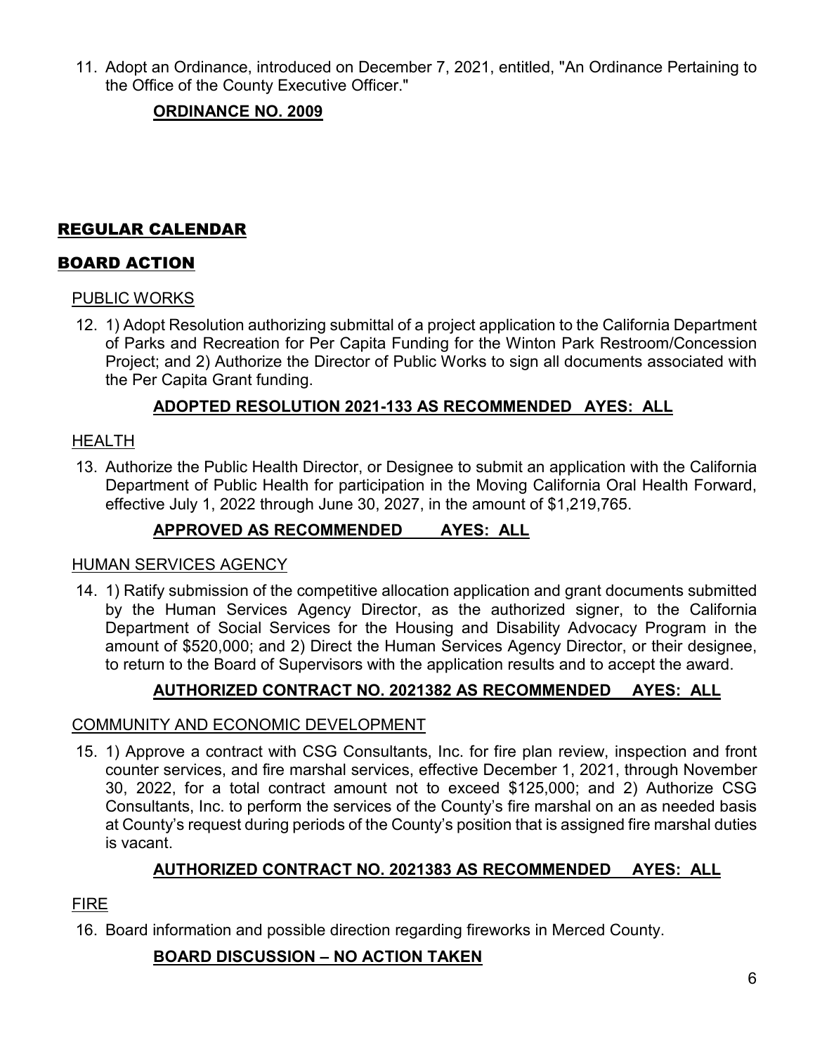11. Adopt an Ordinance, introduced on December 7, 2021, entitled, "An Ordinance Pertaining to the Office of the County Executive Officer."

    **ORDINANCE NO. 2009**

## REGULAR CALENDAR

## BOARD ACTION

### PUBLIC WORKS

12. 1) Adopt Resolution authorizing submittal of a project application to the California Department of Parks and Recreation for Per Capita Funding for the Winton Park Restroom/Concession Project; and 2) Authorize the Director of Public Works to sign all documents associated with the Per Capita Grant funding.

    **ADOPTED RESOLUTION 2021-133 AS RECOMMENDED AYES: ALL**

### HEALTH

13. Authorize the Public Health Director, or Designee to submit an application with the California Department of Public Health for participation in the Moving California Oral Health Forward, effective July 1, 2022 through June 30, 2027, in the amount of $1,219,765.

    **APPROVED AS RECOMMENDED AYES: ALL**

### HUMAN SERVICES AGENCY

14. 1) Ratify submission of the competitive allocation application and grant documents submitted by the Human Services Agency Director, as the authorized signer, to the California Department of Social Services for the Housing and Disability Advocacy Program in the amount of $520,000; and 2) Direct the Human Services Agency Director, or their designee, to return to the Board of Supervisors with the application results and to accept the award.

    **AUTHORIZED CONTRACT NO. 2021382 AS RECOMMENDED AYES: ALL**

### COMMUNITY AND ECONOMIC DEVELOPMENT

15. 1) Approve a contract with CSG Consultants, Inc. for fire plan review, inspection and front counter services, and fire marshal services, effective December 1, 2021, through November 30, 2022, for a total contract amount not to exceed $125,000; and 2) Authorize CSG Consultants, Inc. to perform the services of the County's fire marshal on an as needed basis at County's request during periods of the County's position that is assigned fire marshal duties is vacant.

    **AUTHORIZED CONTRACT NO. 2021383 AS RECOMMENDED AYES: ALL**

### FIRE

16. Board information and possible direction regarding fireworks in Merced County.

    **BOARD DISCUSSION – NO ACTION TAKEN**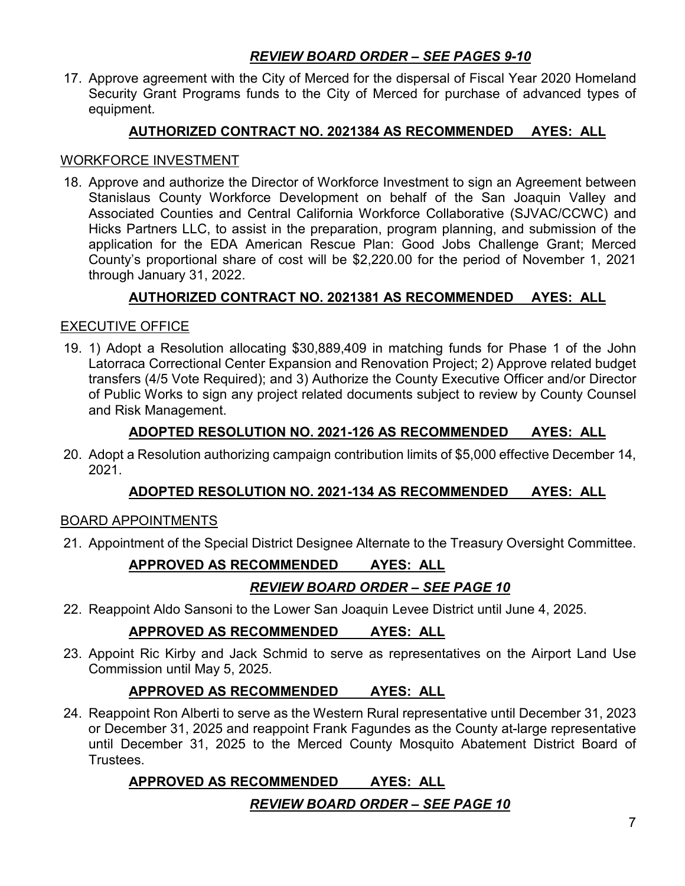***REVIEW BOARD ORDER – SEE PAGES 9-10***

17. Approve agreement with the City of Merced for the dispersal of Fiscal Year 2020 Homeland Security Grant Programs funds to the City of Merced for purchase of advanced types of equipment.

    **AUTHORIZED CONTRACT NO. 2021384 AS RECOMMENDED AYES: ALL**

WORKFORCE INVESTMENT

18. Approve and authorize the Director of Workforce Investment to sign an Agreement between Stanislaus County Workforce Development on behalf of the San Joaquin Valley and Associated Counties and Central California Workforce Collaborative (SJVAC/CCWC) and Hicks Partners LLC, to assist in the preparation, program planning, and submission of the application for the EDA American Rescue Plan: Good Jobs Challenge Grant; Merced County's proportional share of cost will be $2,220.00 for the period of November 1, 2021 through January 31, 2022.

    **AUTHORIZED CONTRACT NO. 2021381 AS RECOMMENDED AYES: ALL**

EXECUTIVE OFFICE

19. 1) Adopt a Resolution allocating $30,889,409 in matching funds for Phase 1 of the John Latorraca Correctional Center Expansion and Renovation Project; 2) Approve related budget transfers (4/5 Vote Required); and 3) Authorize the County Executive Officer and/or Director of Public Works to sign any project related documents subject to review by County Counsel and Risk Management.

    **ADOPTED RESOLUTION NO. 2021-126 AS RECOMMENDED AYES: ALL**

20. Adopt a Resolution authorizing campaign contribution limits of $5,000 effective December 14, 2021.

    **ADOPTED RESOLUTION NO. 2021-134 AS RECOMMENDED AYES: ALL**

BOARD APPOINTMENTS

21. Appointment of the Special District Designee Alternate to the Treasury Oversight Committee.

    **APPROVED AS RECOMMENDED AYES: ALL**

    ***REVIEW BOARD ORDER – SEE PAGE 10***

22. Reappoint Aldo Sansoni to the Lower San Joaquin Levee District until June 4, 2025.

    **APPROVED AS RECOMMENDED AYES: ALL**

23. Appoint Ric Kirby and Jack Schmid to serve as representatives on the Airport Land Use Commission until May 5, 2025.

    **APPROVED AS RECOMMENDED AYES: ALL**

24. Reappoint Ron Alberti to serve as the Western Rural representative until December 31, 2023 or December 31, 2025 and reappoint Frank Fagundes as the County at-large representative until December 31, 2025 to the Merced County Mosquito Abatement District Board of Trustees.

    **APPROVED AS RECOMMENDED AYES: ALL**

    ***REVIEW BOARD ORDER – SEE PAGE 10***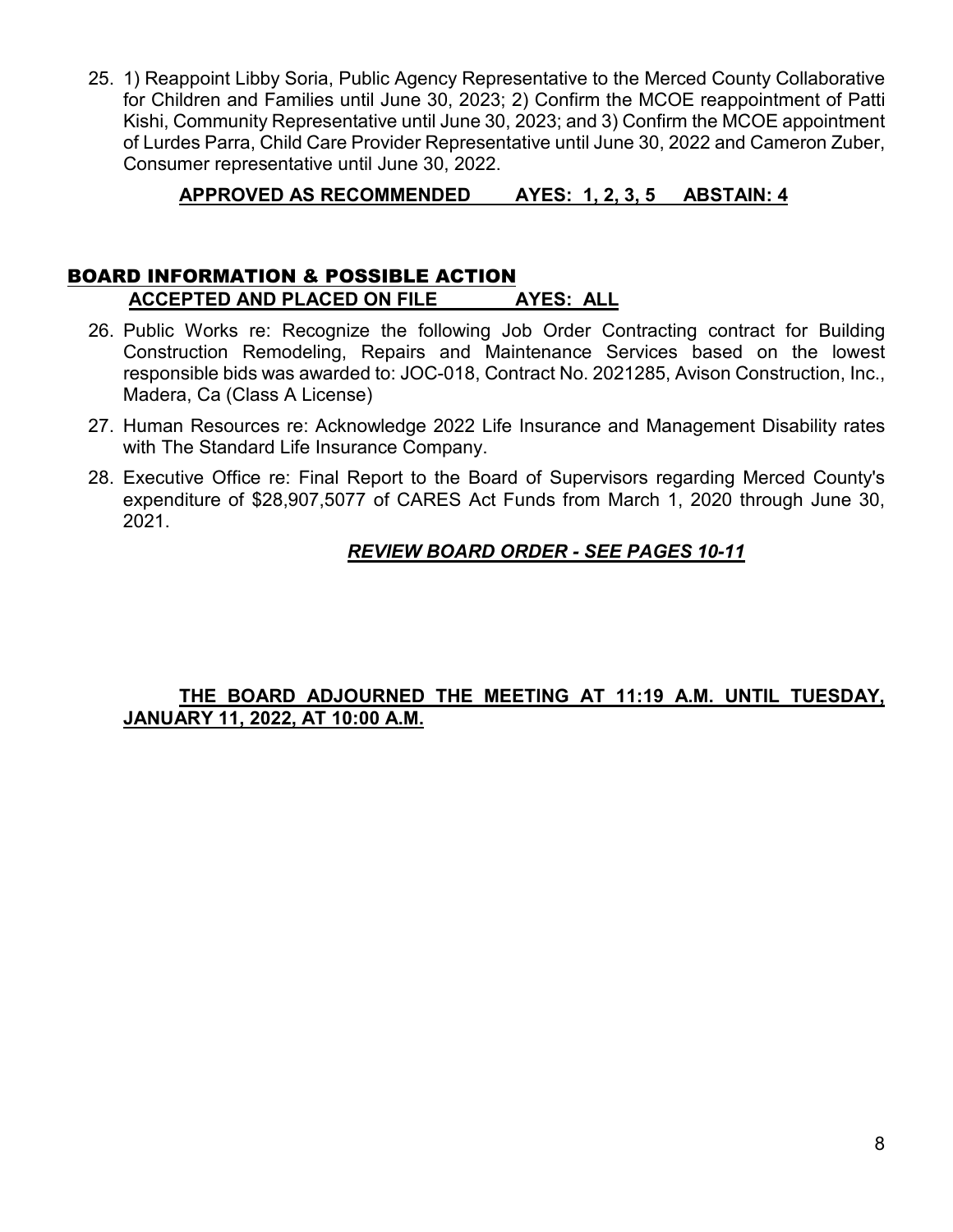25. 1) Reappoint Libby Soria, Public Agency Representative to the Merced County Collaborative for Children and Families until June 30, 2023; 2) Confirm the MCOE reappointment of Patti Kishi, Community Representative until June 30, 2023; and 3) Confirm the MCOE appointment of Lurdes Parra, Child Care Provider Representative until June 30, 2022 and Cameron Zuber, Consumer representative until June 30, 2022.

**APPROVED AS RECOMMENDED AYES: 1, 2, 3, 5 ABSTAIN: 4**

## BOARD INFORMATION & POSSIBLE ACTION

**ACCEPTED AND PLACED ON FILE AYES: ALL**

26. Public Works re: Recognize the following Job Order Contracting contract for Building Construction Remodeling, Repairs and Maintenance Services based on the lowest responsible bids was awarded to: JOC-018, Contract No. 2021285, Avison Construction, Inc., Madera, Ca (Class A License)

27. Human Resources re: Acknowledge 2022 Life Insurance and Management Disability rates with The Standard Life Insurance Company.

28. Executive Office re: Final Report to the Board of Supervisors regarding Merced County's expenditure of $28,907,5077 of CARES Act Funds from March 1, 2020 through June 30, 2021.

***REVIEW BOARD ORDER - SEE PAGES 10-11***

**THE BOARD ADJOURNED THE MEETING AT 11:19 A.M. UNTIL TUESDAY, JANUARY 11, 2022, AT 10:00 A.M.**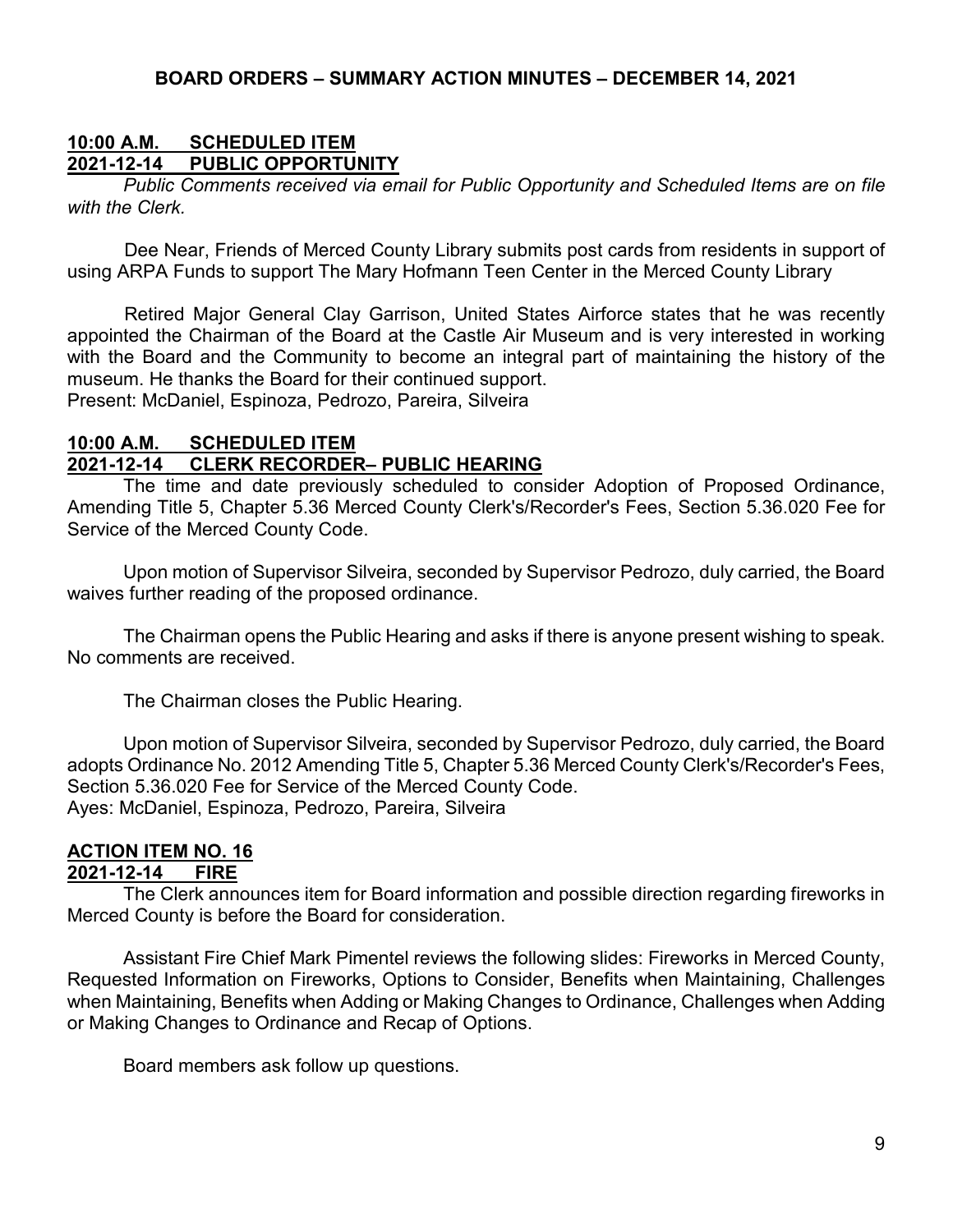**BOARD ORDERS – SUMMARY ACTION MINUTES – DECEMBER 14, 2021**

**10:00 A.M. SCHEDULED ITEM**
**2021-12-14 PUBLIC OPPORTUNITY**

*Public Comments received via email for Public Opportunity and Scheduled Items are on file with the Clerk.*

Dee Near, Friends of Merced County Library submits post cards from residents in support of using ARPA Funds to support The Mary Hofmann Teen Center in the Merced County Library

Retired Major General Clay Garrison, United States Airforce states that he was recently appointed the Chairman of the Board at the Castle Air Museum and is very interested in working with the Board and the Community to become an integral part of maintaining the history of the museum. He thanks the Board for their continued support.
Present: McDaniel, Espinoza, Pedrozo, Pareira, Silveira

**10:00 A.M. SCHEDULED ITEM**
**2021-12-14 CLERK RECORDER– PUBLIC HEARING**

The time and date previously scheduled to consider Adoption of Proposed Ordinance, Amending Title 5, Chapter 5.36 Merced County Clerk's/Recorder's Fees, Section 5.36.020 Fee for Service of the Merced County Code.

Upon motion of Supervisor Silveira, seconded by Supervisor Pedrozo, duly carried, the Board waives further reading of the proposed ordinance.

The Chairman opens the Public Hearing and asks if there is anyone present wishing to speak. No comments are received.

The Chairman closes the Public Hearing.

Upon motion of Supervisor Silveira, seconded by Supervisor Pedrozo, duly carried, the Board adopts Ordinance No. 2012 Amending Title 5, Chapter 5.36 Merced County Clerk's/Recorder's Fees, Section 5.36.020 Fee for Service of the Merced County Code.
Ayes: McDaniel, Espinoza, Pedrozo, Pareira, Silveira

**ACTION ITEM NO. 16**
**2021-12-14 FIRE**

The Clerk announces item for Board information and possible direction regarding fireworks in Merced County is before the Board for consideration.

Assistant Fire Chief Mark Pimentel reviews the following slides: Fireworks in Merced County, Requested Information on Fireworks, Options to Consider, Benefits when Maintaining, Challenges when Maintaining, Benefits when Adding or Making Changes to Ordinance, Challenges when Adding or Making Changes to Ordinance and Recap of Options.

Board members ask follow up questions.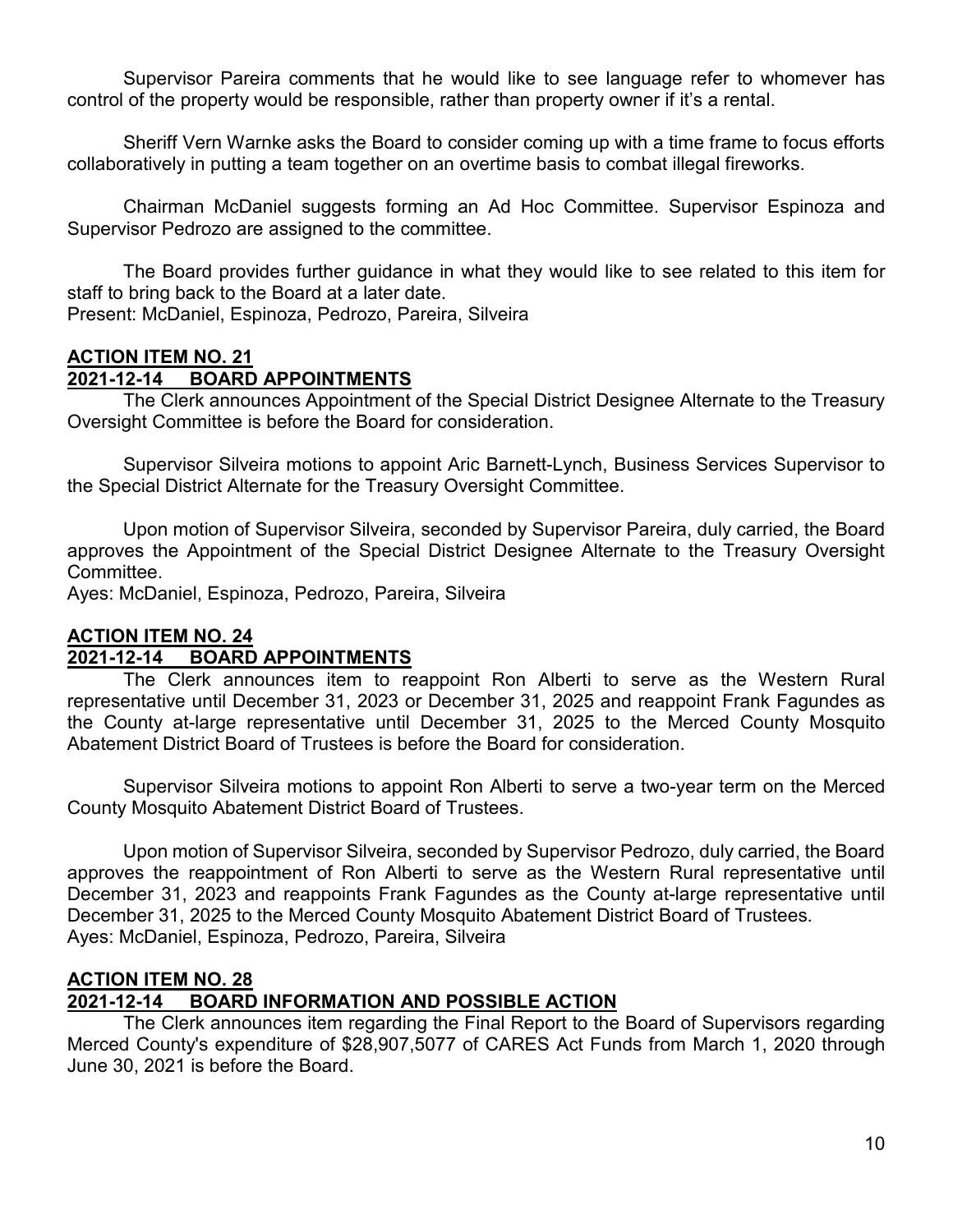Supervisor Pareira comments that he would like to see language refer to whomever has control of the property would be responsible, rather than property owner if it's a rental.

Sheriff Vern Warnke asks the Board to consider coming up with a time frame to focus efforts collaboratively in putting a team together on an overtime basis to combat illegal fireworks.

Chairman McDaniel suggests forming an Ad Hoc Committee. Supervisor Espinoza and Supervisor Pedrozo are assigned to the committee.

The Board provides further guidance in what they would like to see related to this item for staff to bring back to the Board at a later date.
Present: McDaniel, Espinoza, Pedrozo, Pareira, Silveira

**ACTION ITEM NO. 21**
**2021-12-14 BOARD APPOINTMENTS**

The Clerk announces Appointment of the Special District Designee Alternate to the Treasury Oversight Committee is before the Board for consideration.

Supervisor Silveira motions to appoint Aric Barnett-Lynch, Business Services Supervisor to the Special District Alternate for the Treasury Oversight Committee.

Upon motion of Supervisor Silveira, seconded by Supervisor Pareira, duly carried, the Board approves the Appointment of the Special District Designee Alternate to the Treasury Oversight Committee.
Ayes: McDaniel, Espinoza, Pedrozo, Pareira, Silveira

**ACTION ITEM NO. 24**
**2021-12-14 BOARD APPOINTMENTS**

The Clerk announces item to reappoint Ron Alberti to serve as the Western Rural representative until December 31, 2023 or December 31, 2025 and reappoint Frank Fagundes as the County at-large representative until December 31, 2025 to the Merced County Mosquito Abatement District Board of Trustees is before the Board for consideration.

Supervisor Silveira motions to appoint Ron Alberti to serve a two-year term on the Merced County Mosquito Abatement District Board of Trustees.

Upon motion of Supervisor Silveira, seconded by Supervisor Pedrozo, duly carried, the Board approves the reappointment of Ron Alberti to serve as the Western Rural representative until December 31, 2023 and reappoints Frank Fagundes as the County at-large representative until December 31, 2025 to the Merced County Mosquito Abatement District Board of Trustees.
Ayes: McDaniel, Espinoza, Pedrozo, Pareira, Silveira

**ACTION ITEM NO. 28**
**2021-12-14 BOARD INFORMATION AND POSSIBLE ACTION**

The Clerk announces item regarding the Final Report to the Board of Supervisors regarding Merced County's expenditure of $28,907,5077 of CARES Act Funds from March 1, 2020 through June 30, 2021 is before the Board.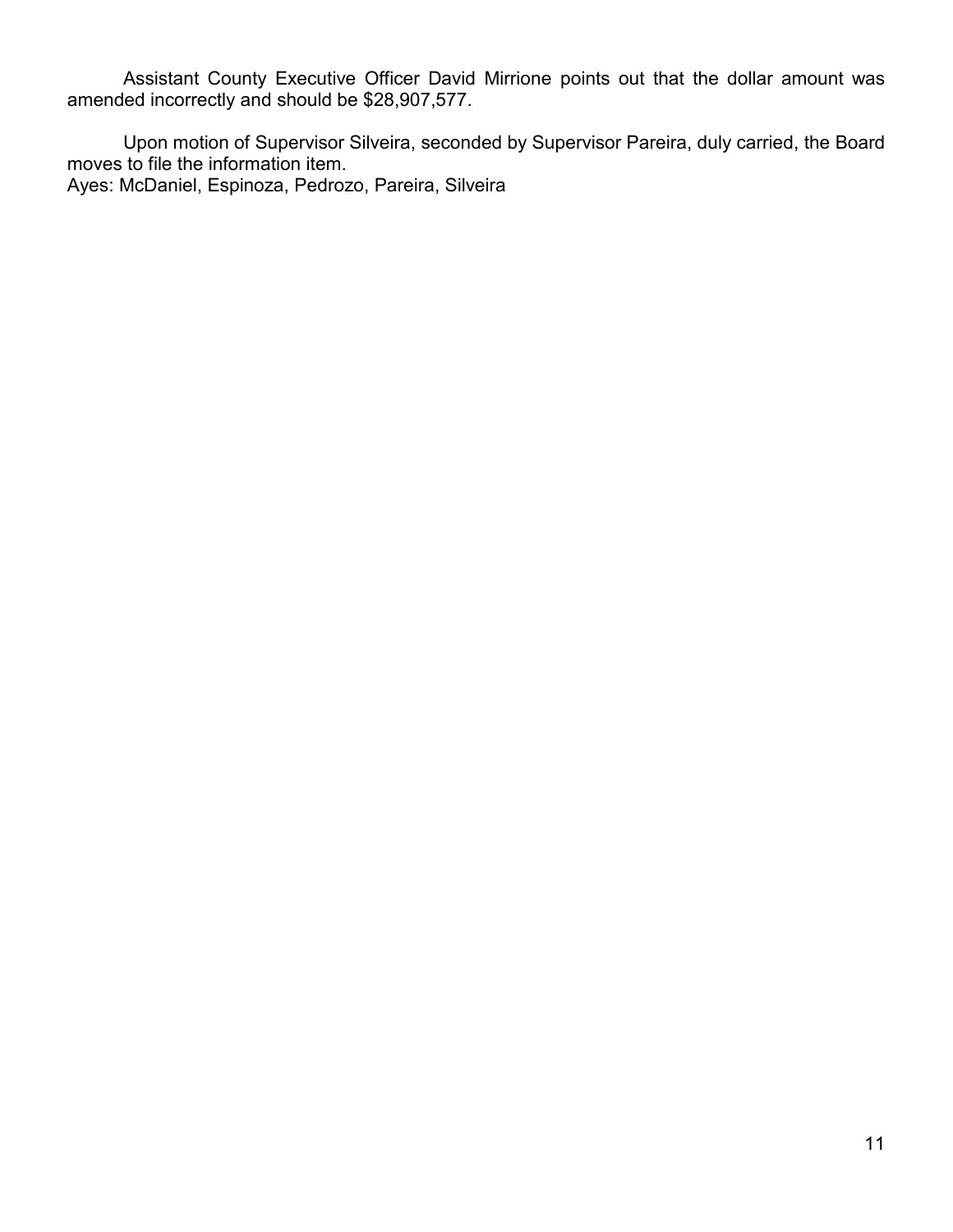Assistant County Executive Officer David Mirrione points out that the dollar amount was amended incorrectly and should be $28,907,577.

Upon motion of Supervisor Silveira, seconded by Supervisor Pareira, duly carried, the Board moves to file the information item.
Ayes: McDaniel, Espinoza, Pedrozo, Pareira, Silveira